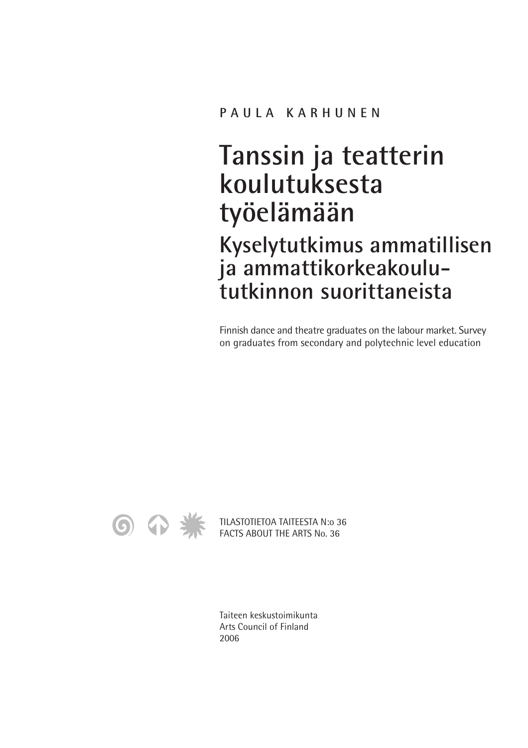PAULA KARHUNEN

# Tanssin ja teatterin koulutuksesta työelämään

## Kyselytutkimus ammatillisen ja ammattikorkeakoulu-tutkinnon suorittaneista

Finnish dance and theatre graduates on the labour market. Survey on graduates from secondary and polytechnic level education

TILASTOTIETOA TAITEESTA N:o 36
FACTS ABOUT THE ARTS No. 36

Taiteen keskustoimikunta
Arts Council of Finland
2006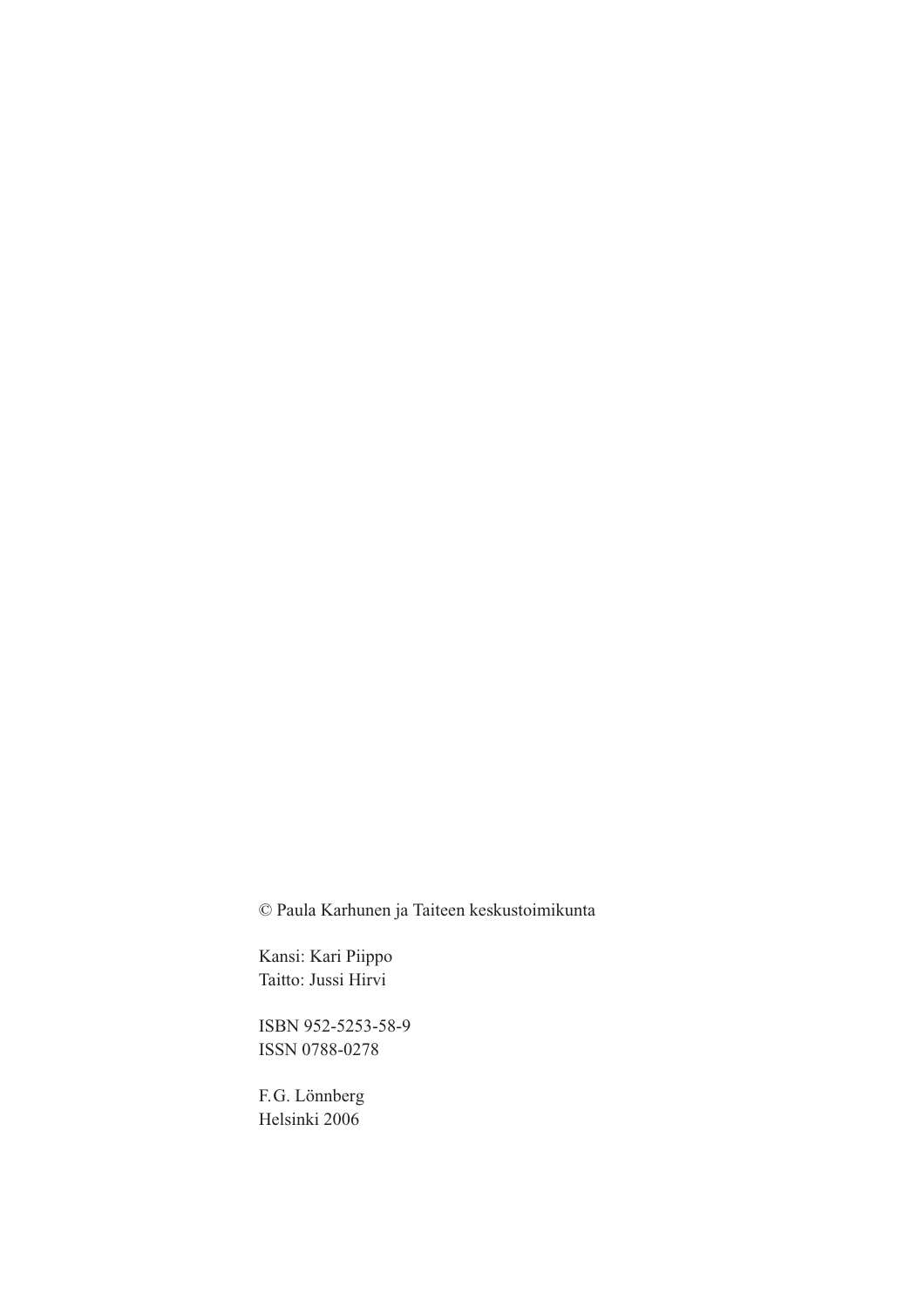© Paula Karhunen ja Taiteen keskustoimikunta

Kansi: Kari Piippo
Taitto: Jussi Hirvi

ISBN 952-5253-58-9
ISSN 0788-0278

F.G. Lönnberg
Helsinki 2006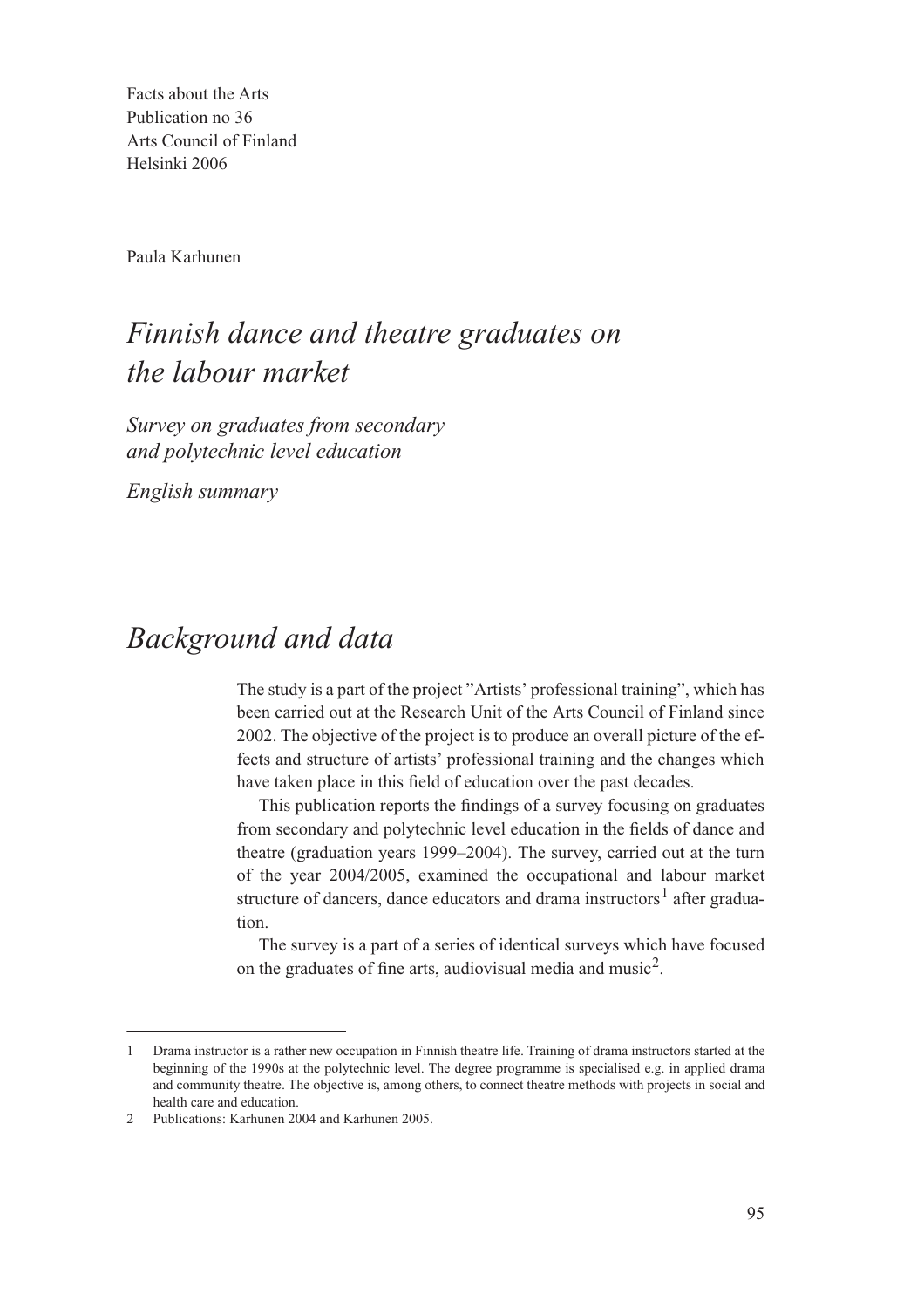Facts about the Arts
Publication no 36
Arts Council of Finland
Helsinki 2006

Paula Karhunen

# *Finnish dance and theatre graduates on the labour market*

*Survey on graduates from secondary and polytechnic level education*

*English summary*

## *Background and data*

The study is a part of the project "Artists' professional training", which has been carried out at the Research Unit of the Arts Council of Finland since 2002. The objective of the project is to produce an overall picture of the effects and structure of artists' professional training and the changes which have taken place in this field of education over the past decades.

This publication reports the findings of a survey focusing on graduates from secondary and polytechnic level education in the fields of dance and theatre (graduation years 1999–2004). The survey, carried out at the turn of the year 2004/2005, examined the occupational and labour market structure of dancers, dance educators and drama instructors[1] after graduation.

The survey is a part of a series of identical surveys which have focused on the graduates of fine arts, audiovisual media and music[2].

---

1 Drama instructor is a rather new occupation in Finnish theatre life. Training of drama instructors started at the beginning of the 1990s at the polytechnic level. The degree programme is specialised e.g. in applied drama and community theatre. The objective is, among others, to connect theatre methods with projects in social and health care and education.

2 Publications: Karhunen 2004 and Karhunen 2005.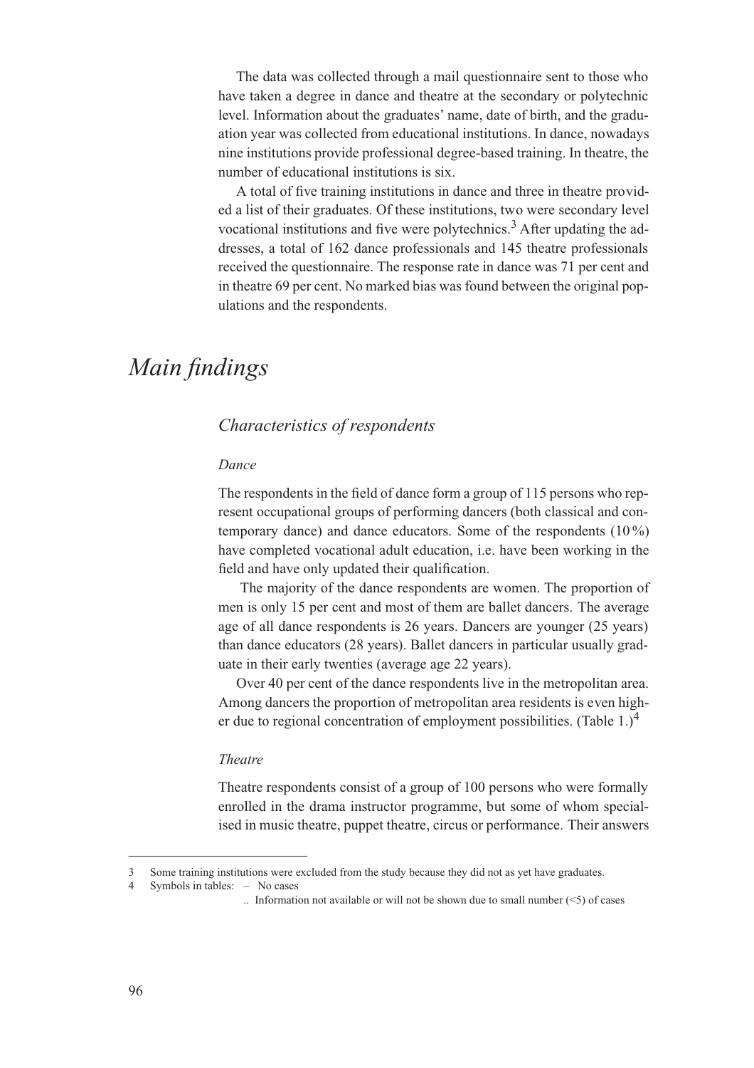The data was collected through a mail questionnaire sent to those who have taken a degree in dance and theatre at the secondary or polytechnic level. Information about the graduates' name, date of birth, and the graduation year was collected from educational institutions. In dance, nowadays nine institutions provide professional degree-based training. In theatre, the number of educational institutions is six.

A total of five training institutions in dance and three in theatre provided a list of their graduates. Of these institutions, two were secondary level vocational institutions and five were polytechnics.[3] After updating the addresses, a total of 162 dance professionals and 145 theatre professionals received the questionnaire. The response rate in dance was 71 per cent and in theatre 69 per cent. No marked bias was found between the original populations and the respondents.

# *Main findings*

## *Characteristics of respondents*

### *Dance*

The respondents in the field of dance form a group of 115 persons who represent occupational groups of performing dancers (both classical and contemporary dance) and dance educators. Some of the respondents (10 %) have completed vocational adult education, i.e. have been working in the field and have only updated their qualification.

The majority of the dance respondents are women. The proportion of men is only 15 per cent and most of them are ballet dancers. The average age of all dance respondents is 26 years. Dancers are younger (25 years) than dance educators (28 years). Ballet dancers in particular usually graduate in their early twenties (average age 22 years).

Over 40 per cent of the dance respondents live in the metropolitan area. Among dancers the proportion of metropolitan area residents is even higher due to regional concentration of employment possibilities. (Table 1.)[4]

### *Theatre*

Theatre respondents consist of a group of 100 persons who were formally enrolled in the drama instructor programme, but some of whom specialised in music theatre, puppet theatre, circus or performance. Their answers

---

3 Some training institutions were excluded from the study because they did not as yet have graduates.

4 Symbols in tables: – No cases

.. Information not available or will not be shown due to small number (<5) of cases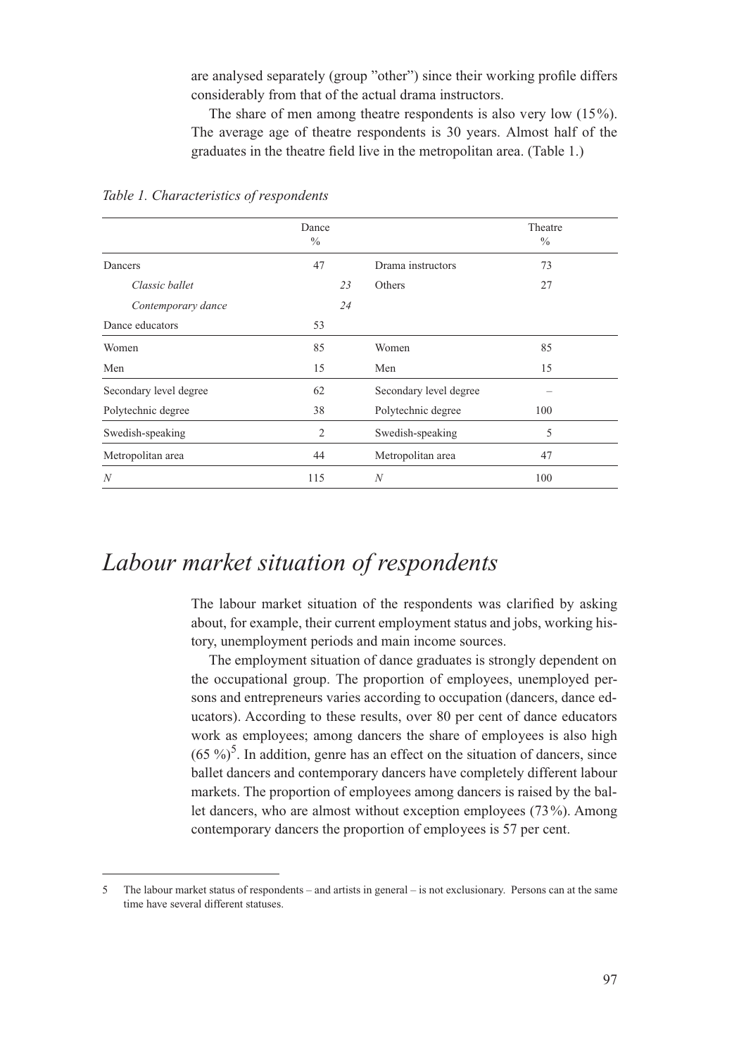are analysed separately (group "other") since their working profile differs considerably from that of the actual drama instructors.

The share of men among theatre respondents is also very low (15%). The average age of theatre respondents is 30 years. Almost half of the graduates in the theatre field live in the metropolitan area. (Table 1.)

*Table 1. Characteristics of respondents*

| | Dance % | | | Theatre % |
|---|---|---|---|---|
| Dancers | 47 | | Drama instructors | 73 |
| *Classic ballet* | | *23* | Others | 27 |
| *Contemporary dance* | | *24* | | |
| Dance educators | 53 | | | |
| Women | 85 | | Women | 85 |
| Men | 15 | | Men | 15 |
| Secondary level degree | 62 | | Secondary level degree | – |
| Polytechnic degree | 38 | | Polytechnic degree | 100 |
| Swedish-speaking | 2 | | Swedish-speaking | 5 |
| Metropolitan area | 44 | | Metropolitan area | 47 |
| *N* | 115 | | *N* | 100 |

# *Labour market situation of respondents*

The labour market situation of the respondents was clarified by asking about, for example, their current employment status and jobs, working history, unemployment periods and main income sources.

The employment situation of dance graduates is strongly dependent on the occupational group. The proportion of employees, unemployed persons and entrepreneurs varies according to occupation (dancers, dance educators). According to these results, over 80 per cent of dance educators work as employees; among dancers the share of employees is also high (65 %)[5]. In addition, genre has an effect on the situation of dancers, since ballet dancers and contemporary dancers have completely different labour markets. The proportion of employees among dancers is raised by the ballet dancers, who are almost without exception employees (73%). Among contemporary dancers the proportion of employees is 57 per cent.

5 The labour market status of respondents – and artists in general – is not exclusionary. Persons can at the same time have several different statuses.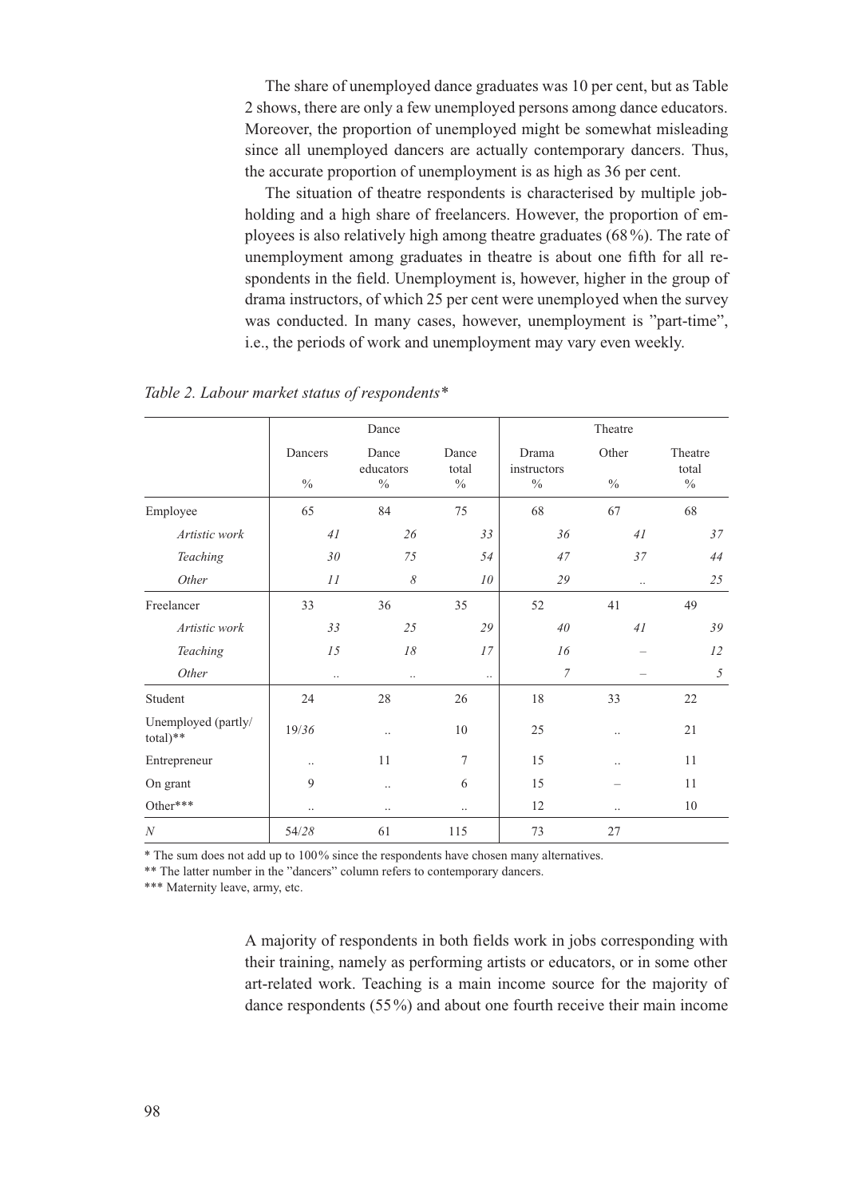The share of unemployed dance graduates was 10 per cent, but as Table 2 shows, there are only a few unemployed persons among dance educators. Moreover, the proportion of unemployed might be somewhat misleading since all unemployed dancers are actually contemporary dancers. Thus, the accurate proportion of unemployment is as high as 36 per cent.

The situation of theatre respondents is characterised by multiple job-holding and a high share of freelancers. However, the proportion of employees is also relatively high among theatre graduates (68 %). The rate of unemployment among graduates in theatre is about one fifth for all respondents in the field. Unemployment is, however, higher in the group of drama instructors, of which 25 per cent were unemployed when the survey was conducted. In many cases, however, unemployment is "part-time", i.e., the periods of work and unemployment may vary even weekly.

*Table 2. Labour market status of respondents**

| | Dance | | | Theatre | | |
|---|---|---|---|---|---|---|
| | Dancers % | Dance educators % | Dance total % | Drama instructors % | Other % | Theatre total % |
| Employee | 65 | 84 | 75 | 68 | 67 | 68 |
| *Artistic work* | *41* | *26* | *33* | *36* | *41* | *37* |
| *Teaching* | *30* | *75* | *54* | *47* | *37* | *44* |
| *Other* | *11* | *8* | *10* | *29* | .. | *25* |
| Freelancer | 33 | 36 | 35 | 52 | 41 | 49 |
| *Artistic work* | *33* | *25* | *29* | *40* | *41* | *39* |
| *Teaching* | *15* | *18* | *17* | *16* | – | *12* |
| *Other* | .. | .. | .. | *7* | – | *5* |
| Student | 24 | 28 | 26 | 18 | 33 | 22 |
| Unemployed (partly/ total)** | 19/*36* | .. | 10 | 25 | .. | 21 |
| Entrepreneur | .. | 11 | 7 | 15 | .. | 11 |
| On grant | 9 | .. | 6 | 15 | – | 11 |
| Other*** | .. | .. | .. | 12 | .. | 10 |
| *N* | 54/*28* | 61 | 115 | 73 | 27 | |

\* The sum does not add up to 100% since the respondents have chosen many alternatives.

** The latter number in the "dancers" column refers to contemporary dancers.

*** Maternity leave, army, etc.

A majority of respondents in both fields work in jobs corresponding with their training, namely as performing artists or educators, or in some other art-related work. Teaching is a main income source for the majority of dance respondents (55 %) and about one fourth receive their main income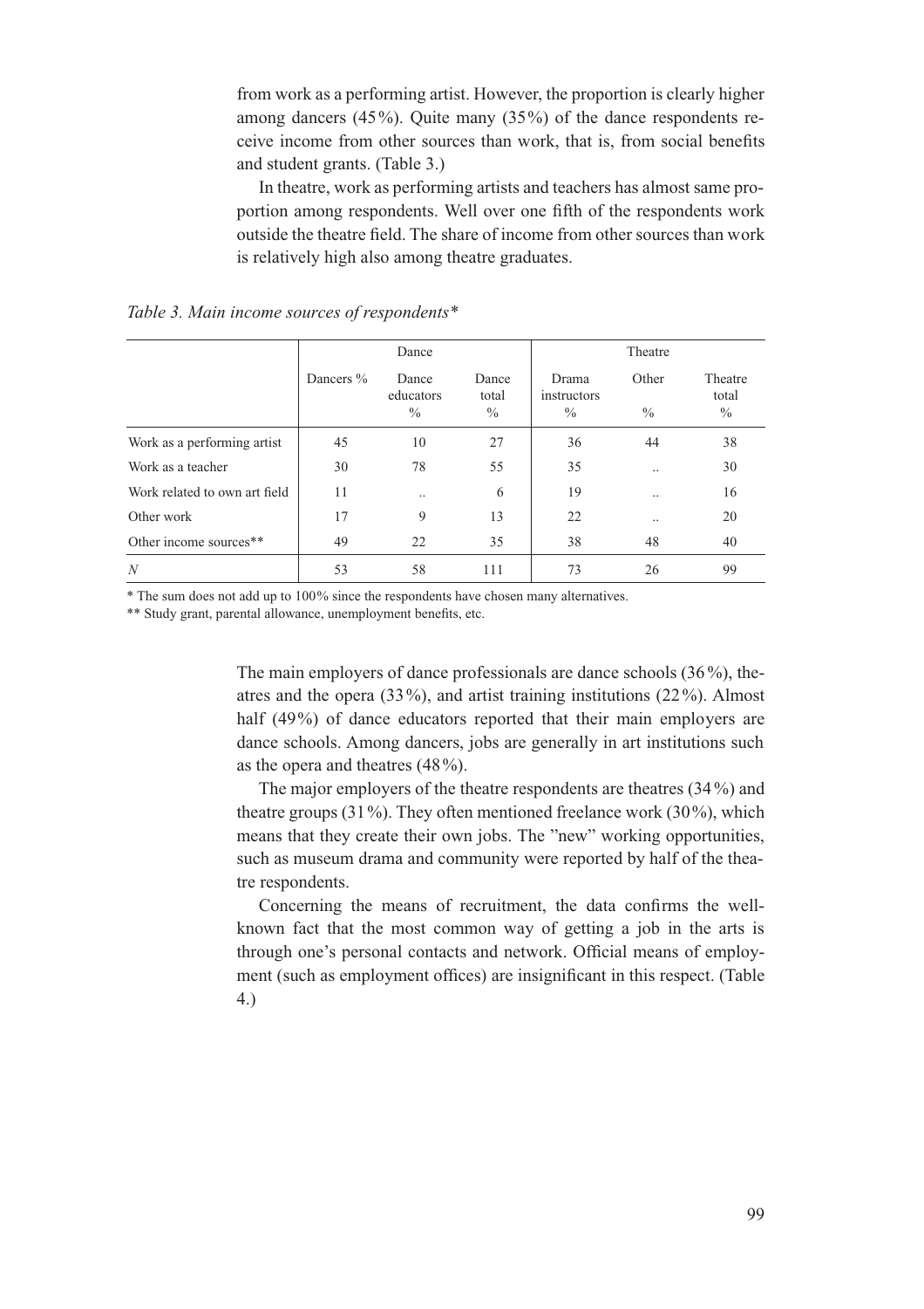from work as a performing artist. However, the proportion is clearly higher among dancers (45%). Quite many (35%) of the dance respondents receive income from other sources than work, that is, from social benefits and student grants. (Table 3.)

In theatre, work as performing artists and teachers has almost same proportion among respondents. Well over one fifth of the respondents work outside the theatre field. The share of income from other sources than work is relatively high also among theatre graduates.

*Table 3. Main income sources of respondents**

| | Dance | | | Theatre | | |
|---|---|---|---|---|---|---|
| | Dancers % | Dance educators % | Dance total % | Drama instructors % | Other % | Theatre total % |
| Work as a performing artist | 45 | 10 | 27 | 36 | 44 | 38 |
| Work as a teacher | 30 | 78 | 55 | 35 | .. | 30 |
| Work related to own art field | 11 | .. | 6 | 19 | .. | 16 |
| Other work | 17 | 9 | 13 | 22 | .. | 20 |
| Other income sources** | 49 | 22 | 35 | 38 | 48 | 40 |
| *N* | 53 | 58 | 111 | 73 | 26 | 99 |

\* The sum does not add up to 100% since the respondents have chosen many alternatives.

** Study grant, parental allowance, unemployment benefits, etc.

The main employers of dance professionals are dance schools (36%), theatres and the opera (33%), and artist training institutions (22%). Almost half (49%) of dance educators reported that their main employers are dance schools. Among dancers, jobs are generally in art institutions such as the opera and theatres (48%).

The major employers of the theatre respondents are theatres (34%) and theatre groups (31%). They often mentioned freelance work (30%), which means that they create their own jobs. The "new" working opportunities, such as museum drama and community were reported by half of the theatre respondents.

Concerning the means of recruitment, the data confirms the well-known fact that the most common way of getting a job in the arts is through one's personal contacts and network. Official means of employment (such as employment offices) are insignificant in this respect. (Table 4.)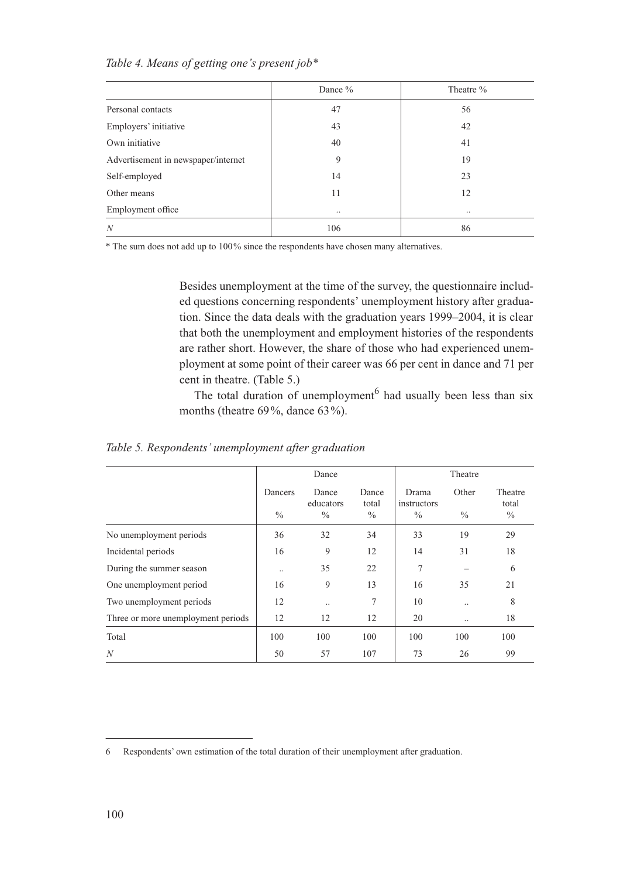*Table 4. Means of getting one's present job**

| | Dance % | Theatre % |
|---|---|---|
| Personal contacts | 47 | 56 |
| Employers' initiative | 43 | 42 |
| Own initiative | 40 | 41 |
| Advertisement in newspaper/internet | 9 | 19 |
| Self-employed | 14 | 23 |
| Other means | 11 | 12 |
| Employment office | .. | .. |
| *N* | 106 | 86 |

* The sum does not add up to 100% since the respondents have chosen many alternatives.

Besides unemployment at the time of the survey, the questionnaire included questions concerning respondents' unemployment history after graduation. Since the data deals with the graduation years 1999–2004, it is clear that both the unemployment and employment histories of the respondents are rather short. However, the share of those who had experienced unemployment at some point of their career was 66 per cent in dance and 71 per cent in theatre. (Table 5.)

The total duration of unemployment[6] had usually been less than six months (theatre 69%, dance 63%).

*Table 5. Respondents' unemployment after graduation*

| | Dance | | | Theatre | | |
|---|---|---|---|---|---|---|
| | Dancers % | Dance educators % | Dance total % | Drama instructors % | Other % | Theatre total % |
| No unemployment periods | 36 | 32 | 34 | 33 | 19 | 29 |
| Incidental periods | 16 | 9 | 12 | 14 | 31 | 18 |
| During the summer season | .. | 35 | 22 | 7 | – | 6 |
| One unemployment period | 16 | 9 | 13 | 16 | 35 | 21 |
| Two unemployment periods | 12 | .. | 7 | 10 | .. | 8 |
| Three or more unemployment periods | 12 | 12 | 12 | 20 | .. | 18 |
| Total | 100 | 100 | 100 | 100 | 100 | 100 |
| *N* | 50 | 57 | 107 | 73 | 26 | 99 |

6 Respondents' own estimation of the total duration of their unemployment after graduation.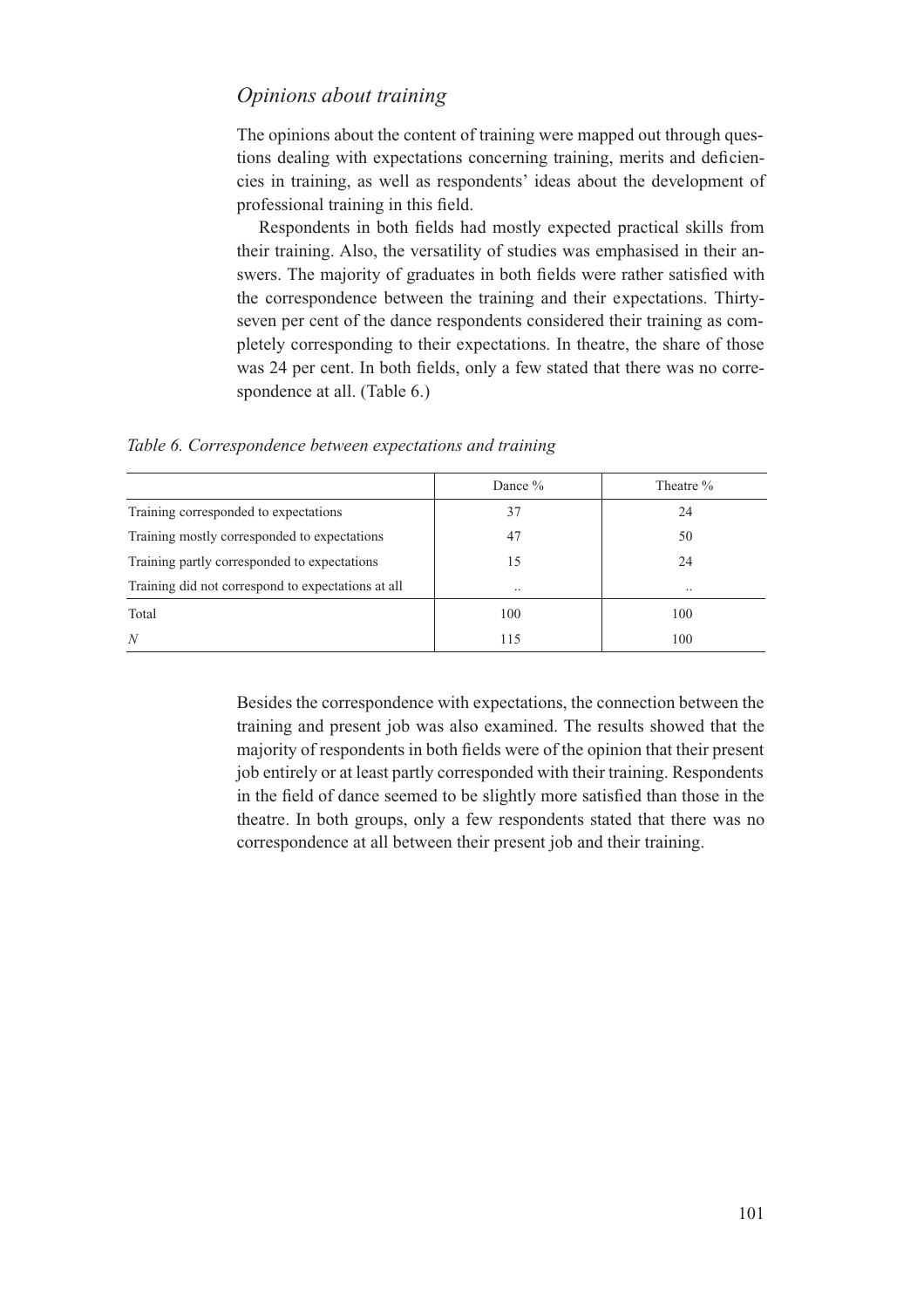## *Opinions about training*

The opinions about the content of training were mapped out through questions dealing with expectations concerning training, merits and deficiencies in training, as well as respondents' ideas about the development of professional training in this field.

Respondents in both fields had mostly expected practical skills from their training. Also, the versatility of studies was emphasised in their answers. The majority of graduates in both fields were rather satisfied with the correspondence between the training and their expectations. Thirty-seven per cent of the dance respondents considered their training as completely corresponding to their expectations. In theatre, the share of those was 24 per cent. In both fields, only a few stated that there was no correspondence at all. (Table 6.)

*Table 6. Correspondence between expectations and training*

| | Dance % | Theatre % |
|---|---|---|
| Training corresponded to expectations | 37 | 24 |
| Training mostly corresponded to expectations | 47 | 50 |
| Training partly corresponded to expectations | 15 | 24 |
| Training did not correspond to expectations at all | .. | .. |
| Total | 100 | 100 |
| *N* | 115 | 100 |

Besides the correspondence with expectations, the connection between the training and present job was also examined. The results showed that the majority of respondents in both fields were of the opinion that their present job entirely or at least partly corresponded with their training. Respondents in the field of dance seemed to be slightly more satisfied than those in the theatre. In both groups, only a few respondents stated that there was no correspondence at all between their present job and their training.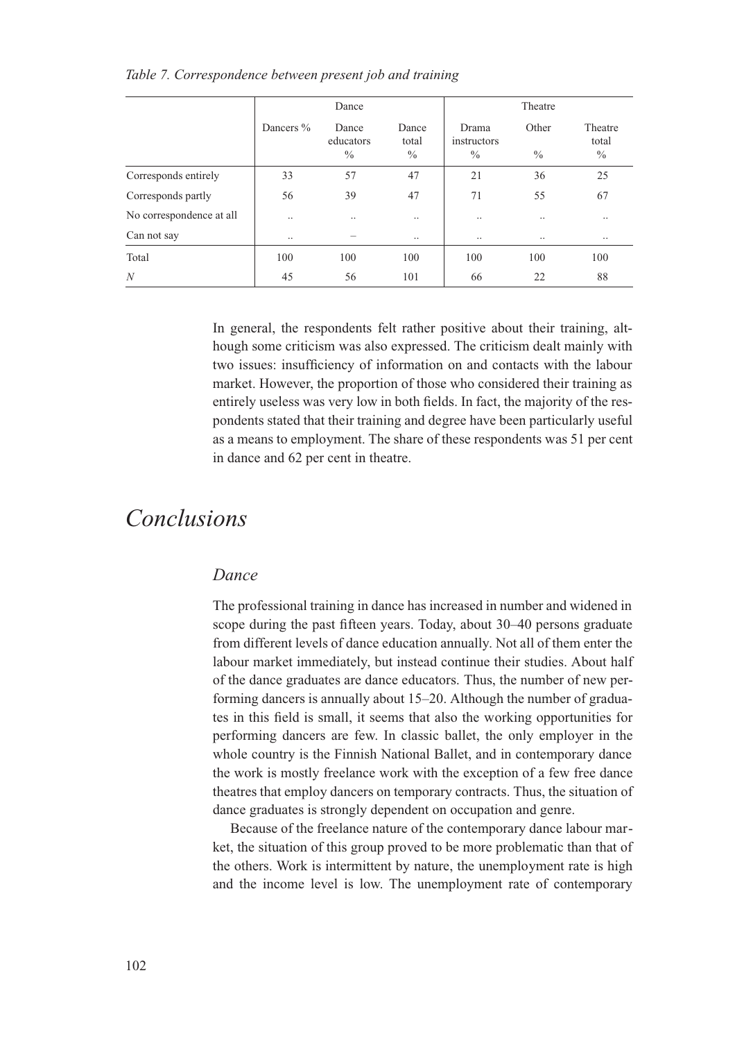*Table 7. Correspondence between present job and training*

| | Dance | | | Theatre | | |
|---|---|---|---|---|---|---|
| | Dancers % | Dance educators % | Dance total % | Drama instructors % | Other % | Theatre total % |
| Corresponds entirely | 33 | 57 | 47 | 21 | 36 | 25 |
| Corresponds partly | 56 | 39 | 47 | 71 | 55 | 67 |
| No correspondence at all | .. | .. | .. | .. | .. | .. |
| Can not say | .. | – | .. | .. | .. | .. |
| Total | 100 | 100 | 100 | 100 | 100 | 100 |
| *N* | 45 | 56 | 101 | 66 | 22 | 88 |

In general, the respondents felt rather positive about their training, although some criticism was also expressed. The criticism dealt mainly with two issues: insufficiency of information on and contacts with the labour market. However, the proportion of those who considered their training as entirely useless was very low in both fields. In fact, the majority of the respondents stated that their training and degree have been particularly useful as a means to employment. The share of these respondents was 51 per cent in dance and 62 per cent in theatre.

# *Conclusions*

## *Dance*

The professional training in dance has increased in number and widened in scope during the past fifteen years. Today, about 30–40 persons graduate from different levels of dance education annually. Not all of them enter the labour market immediately, but instead continue their studies. About half of the dance graduates are dance educators. Thus, the number of new performing dancers is annually about 15–20. Although the number of graduates in this field is small, it seems that also the working opportunities for performing dancers are few. In classic ballet, the only employer in the whole country is the Finnish National Ballet, and in contemporary dance the work is mostly freelance work with the exception of a few free dance theatres that employ dancers on temporary contracts. Thus, the situation of dance graduates is strongly dependent on occupation and genre.

Because of the freelance nature of the contemporary dance labour market, the situation of this group proved to be more problematic than that of the others. Work is intermittent by nature, the unemployment rate is high and the income level is low. The unemployment rate of contemporary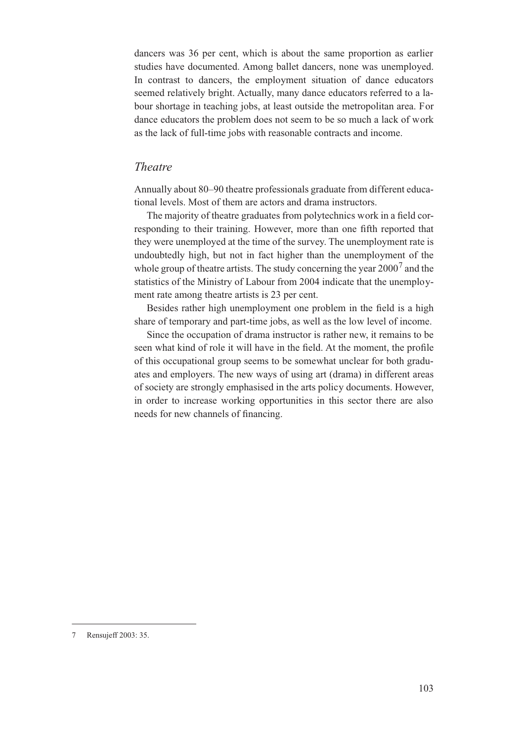dancers was 36 per cent, which is about the same proportion as earlier studies have documented. Among ballet dancers, none was unemployed. In contrast to dancers, the employment situation of dance educators seemed relatively bright. Actually, many dance educators referred to a labour shortage in teaching jobs, at least outside the metropolitan area. For dance educators the problem does not seem to be so much a lack of work as the lack of full-time jobs with reasonable contracts and income.

## *Theatre*

Annually about 80–90 theatre professionals graduate from different educational levels. Most of them are actors and drama instructors.

The majority of theatre graduates from polytechnics work in a field corresponding to their training. However, more than one fifth reported that they were unemployed at the time of the survey. The unemployment rate is undoubtedly high, but not in fact higher than the unemployment of the whole group of theatre artists. The study concerning the year 2000[7] and the statistics of the Ministry of Labour from 2004 indicate that the unemployment rate among theatre artists is 23 per cent.

Besides rather high unemployment one problem in the field is a high share of temporary and part-time jobs, as well as the low level of income.

Since the occupation of drama instructor is rather new, it remains to be seen what kind of role it will have in the field. At the moment, the profile of this occupational group seems to be somewhat unclear for both graduates and employers. The new ways of using art (drama) in different areas of society are strongly emphasised in the arts policy documents. However, in order to increase working opportunities in this sector there are also needs for new channels of financing.

---

7 Rensujeff 2003: 35.